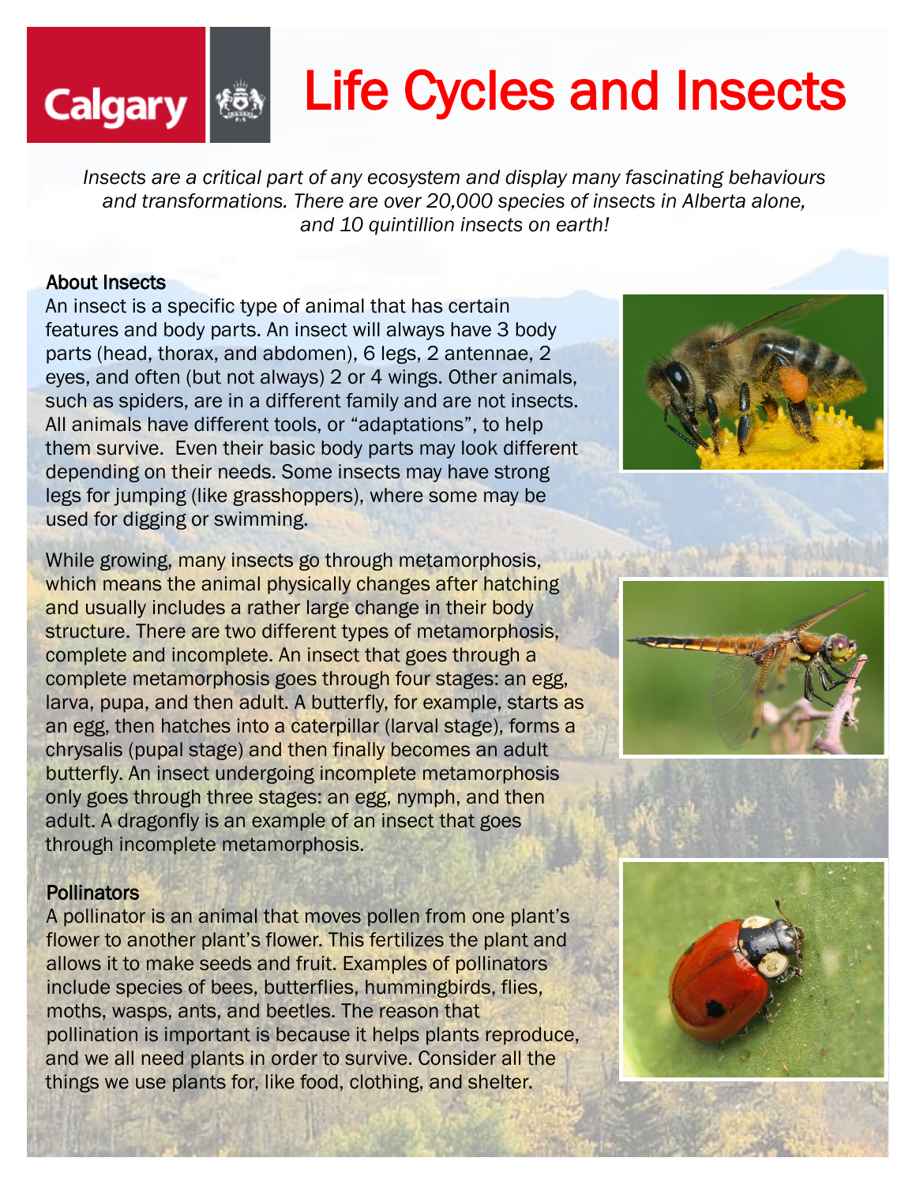# Life Cycles and Insects

*Insects are a critical part of any ecosystem and display many fascinating behaviours and transformations. There are over 20,000 species of insects in Alberta alone, and 10 quintillion insects on earth!*

## About Insects

An insect is a specific type of animal that has certain features and body parts. An insect will always have 3 body parts (head, thorax, and abdomen), 6 legs, 2 antennae, 2 eyes, and often (but not always) 2 or 4 wings. Other animals, such as spiders, are in a different family and are not insects. All animals have different tools, or "adaptations", to help them survive. Even their basic body parts may look different depending on their needs. Some insects may have strong legs for jumping (like grasshoppers), where some may be used for digging or swimming.

While growing, many insects go through metamorphosis, which means the animal physically changes after hatching and usually includes a rather large change in their body structure. There are two different types of metamorphosis, complete and incomplete. An insect that goes through a complete metamorphosis goes through four stages: an egg, larva, pupa, and then adult. A butterfly, for example, starts as an egg, then hatches into a caterpillar (larval stage), forms a chrysalis (pupal stage) and then finally becomes an adult butterfly. An insect undergoing incomplete metamorphosis only goes through three stages: an egg, nymph, and then adult. A dragonfly is an example of an insect that goes through incomplete metamorphosis.

## Pollinators

A pollinator is an animal that moves pollen from one plant's flower to another plant's flower. This fertilizes the plant and allows it to make seeds and fruit. Examples of pollinators include species of bees, butterflies, hummingbirds, flies, moths, wasps, ants, and beetles. The reason that pollination is important is because it helps plants reproduce, and we all need plants in order to survive. Consider all the things we use plants for, like food, clothing, and shelter.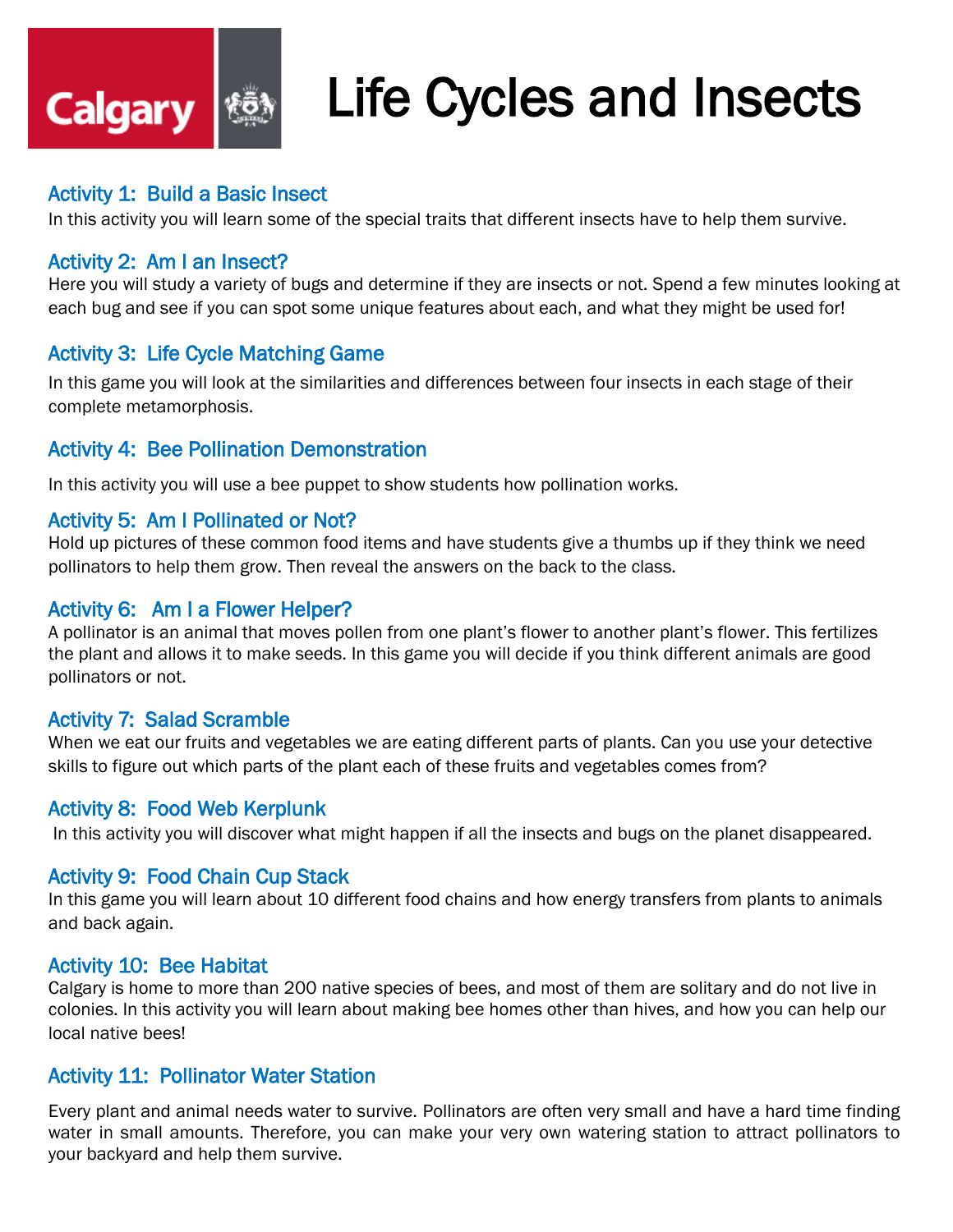# Life Cycles and Insects

### Activity 1: Build a Basic Insect

In this activity you will learn some of the special traits that different insects have to help them survive.

### Activity 2: Am I an Insect?

Here you will study a variety of bugs and determine if they are insects or not. Spend a few minutes looking at each bug and see if you can spot some unique features about each, and what they might be used for!

### Activity 3: Life Cycle Matching Game

In this game you will look at the similarities and differences between four insects in each stage of their complete metamorphosis.

### Activity 4: Bee Pollination Demonstration

In this activity you will use a bee puppet to show students how pollination works.

### Activity 5: Am I Pollinated or Not?

Hold up pictures of these common food items and have students give a thumbs up if they think we need pollinators to help them grow. Then reveal the answers on the back to the class.

### Activity 6: Am I a Flower Helper?

A pollinator is an animal that moves pollen from one plant's flower to another plant's flower. This fertilizes the plant and allows it to make seeds. In this game you will decide if you think different animals are good pollinators or not.

### Activity 7: Salad Scramble

When we eat our fruits and vegetables we are eating different parts of plants. Can you use your detective skills to figure out which parts of the plant each of these fruits and vegetables comes from?

### Activity 8: Food Web Kerplunk

In this activity you will discover what might happen if all the insects and bugs on the planet disappeared.

### Activity 9: Food Chain Cup Stack

In this game you will learn about 10 different food chains and how energy transfers from plants to animals and back again.

### Activity 10: Bee Habitat

Calgary is home to more than 200 native species of bees, and most of them are solitary and do not live in colonies. In this activity you will learn about making bee homes other than hives, and how you can help our local native bees!

### Activity 11: Pollinator Water Station

Every plant and animal needs water to survive. Pollinators are often very small and have a hard time finding water in small amounts. Therefore, you can make your very own watering station to attract pollinators to your backyard and help them survive.